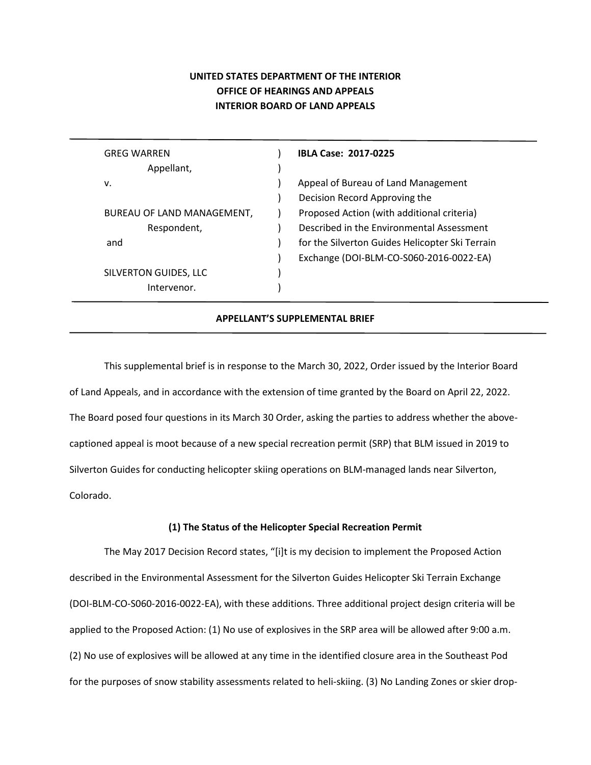**UNITED STATES DEPARTMENT OF THE INTERIOR**
**OFFICE OF HEARINGS AND APPEALS**
**INTERIOR BOARD OF LAND APPEALS**

---

| | | |
|---|---|---|
| GREG WARREN | ) | **IBLA Case: 2017-0225** |
| Appellant, | ) | |
| v. | ) | Appeal of Bureau of Land Management |
| | ) | Decision Record Approving the |
| BUREAU OF LAND MANAGEMENT, | ) | Proposed Action (with additional criteria) |
| Respondent, | ) | Described in the Environmental Assessment |
| and | ) | for the Silverton Guides Helicopter Ski Terrain |
| | ) | Exchange (DOI-BLM-CO-S060-2016-0022-EA) |
| SILVERTON GUIDES, LLC | ) | |
| Intervenor. | ) | |

---

**APPELLANT'S SUPPLEMENTAL BRIEF**

---

This supplemental brief is in response to the March 30, 2022, Order issued by the Interior Board of Land Appeals, and in accordance with the extension of time granted by the Board on April 22, 2022. The Board posed four questions in its March 30 Order, asking the parties to address whether the above-captioned appeal is moot because of a new special recreation permit (SRP) that BLM issued in 2019 to Silverton Guides for conducting helicopter skiing operations on BLM-managed lands near Silverton, Colorado.

**(1) The Status of the Helicopter Special Recreation Permit**

The May 2017 Decision Record states, "[i]t is my decision to implement the Proposed Action described in the Environmental Assessment for the Silverton Guides Helicopter Ski Terrain Exchange (DOI-BLM-CO-S060-2016-0022-EA), with these additions. Three additional project design criteria will be applied to the Proposed Action: (1) No use of explosives in the SRP area will be allowed after 9:00 a.m. (2) No use of explosives will be allowed at any time in the identified closure area in the Southeast Pod for the purposes of snow stability assessments related to heli-skiing. (3) No Landing Zones or skier drop-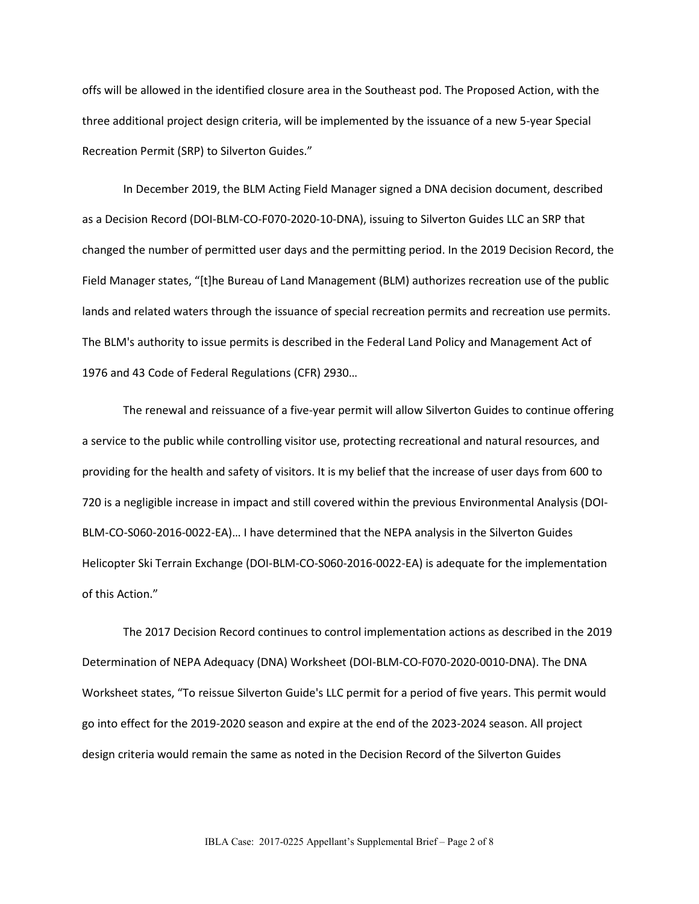offs will be allowed in the identified closure area in the Southeast pod. The Proposed Action, with the three additional project design criteria, will be implemented by the issuance of a new 5-year Special Recreation Permit (SRP) to Silverton Guides."

In December 2019, the BLM Acting Field Manager signed a DNA decision document, described as a Decision Record (DOI-BLM-CO-F070-2020-10-DNA), issuing to Silverton Guides LLC an SRP that changed the number of permitted user days and the permitting period. In the 2019 Decision Record, the Field Manager states, "[t]he Bureau of Land Management (BLM) authorizes recreation use of the public lands and related waters through the issuance of special recreation permits and recreation use permits. The BLM's authority to issue permits is described in the Federal Land Policy and Management Act of 1976 and 43 Code of Federal Regulations (CFR) 2930…

The renewal and reissuance of a five-year permit will allow Silverton Guides to continue offering a service to the public while controlling visitor use, protecting recreational and natural resources, and providing for the health and safety of visitors. It is my belief that the increase of user days from 600 to 720 is a negligible increase in impact and still covered within the previous Environmental Analysis (DOI-BLM-CO-S060-2016-0022-EA)… I have determined that the NEPA analysis in the Silverton Guides Helicopter Ski Terrain Exchange (DOI-BLM-CO-S060-2016-0022-EA) is adequate for the implementation of this Action."

The 2017 Decision Record continues to control implementation actions as described in the 2019 Determination of NEPA Adequacy (DNA) Worksheet (DOI-BLM-CO-F070-2020-0010-DNA). The DNA Worksheet states, "To reissue Silverton Guide's LLC permit for a period of five years. This permit would go into effect for the 2019-2020 season and expire at the end of the 2023-2024 season. All project design criteria would remain the same as noted in the Decision Record of the Silverton Guides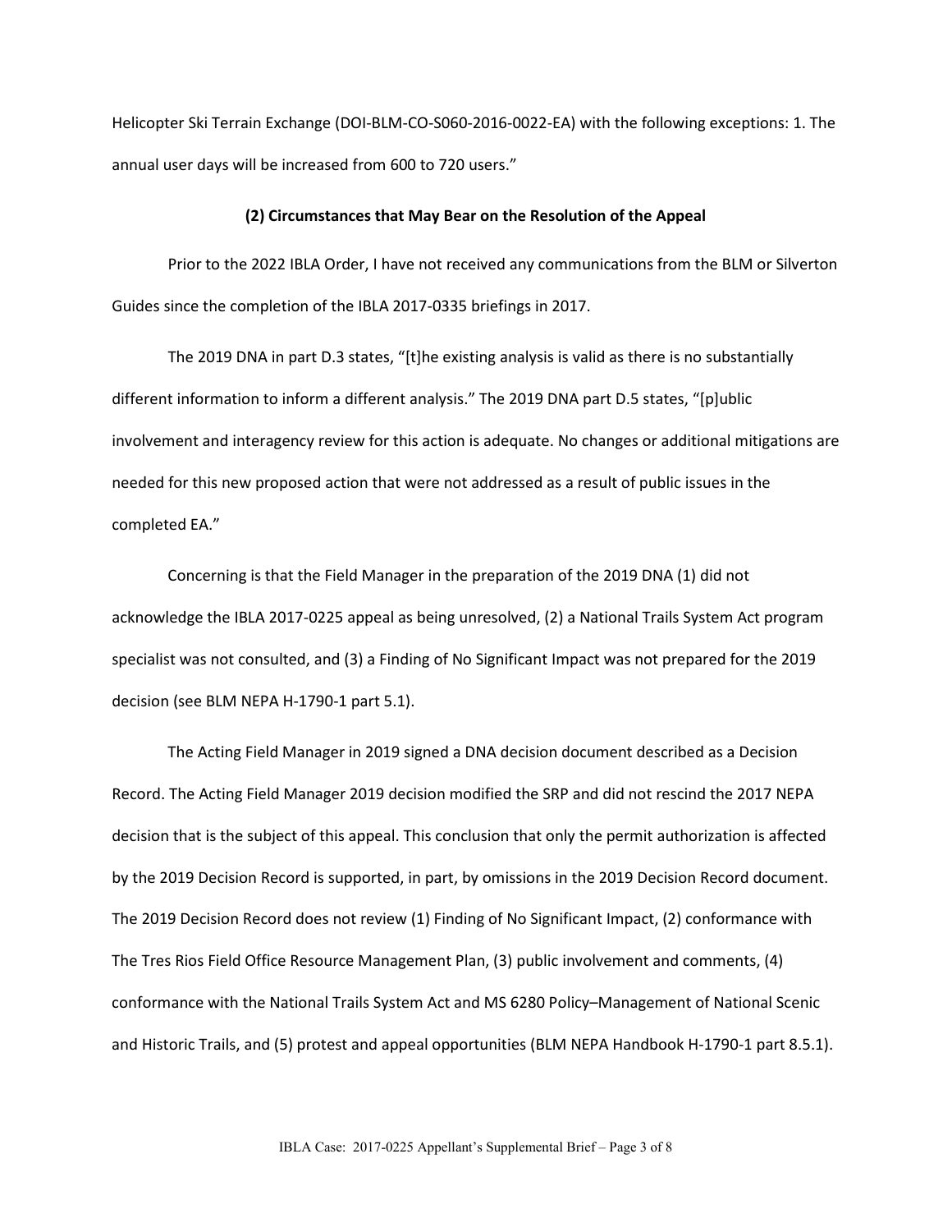Helicopter Ski Terrain Exchange (DOI-BLM-CO-S060-2016-0022-EA) with the following exceptions: 1. The annual user days will be increased from 600 to 720 users."

### (2) Circumstances that May Bear on the Resolution of the Appeal

Prior to the 2022 IBLA Order, I have not received any communications from the BLM or Silverton Guides since the completion of the IBLA 2017-0335 briefings in 2017.

The 2019 DNA in part D.3 states, "[t]he existing analysis is valid as there is no substantially different information to inform a different analysis." The 2019 DNA part D.5 states, "[p]ublic involvement and interagency review for this action is adequate. No changes or additional mitigations are needed for this new proposed action that were not addressed as a result of public issues in the completed EA."

Concerning is that the Field Manager in the preparation of the 2019 DNA (1) did not acknowledge the IBLA 2017-0225 appeal as being unresolved, (2) a National Trails System Act program specialist was not consulted, and (3) a Finding of No Significant Impact was not prepared for the 2019 decision (see BLM NEPA H-1790-1 part 5.1).

The Acting Field Manager in 2019 signed a DNA decision document described as a Decision Record. The Acting Field Manager 2019 decision modified the SRP and did not rescind the 2017 NEPA decision that is the subject of this appeal. This conclusion that only the permit authorization is affected by the 2019 Decision Record is supported, in part, by omissions in the 2019 Decision Record document. The 2019 Decision Record does not review (1) Finding of No Significant Impact, (2) conformance with The Tres Rios Field Office Resource Management Plan, (3) public involvement and comments, (4) conformance with the National Trails System Act and MS 6280 Policy–Management of National Scenic and Historic Trails, and (5) protest and appeal opportunities (BLM NEPA Handbook H-1790-1 part 8.5.1).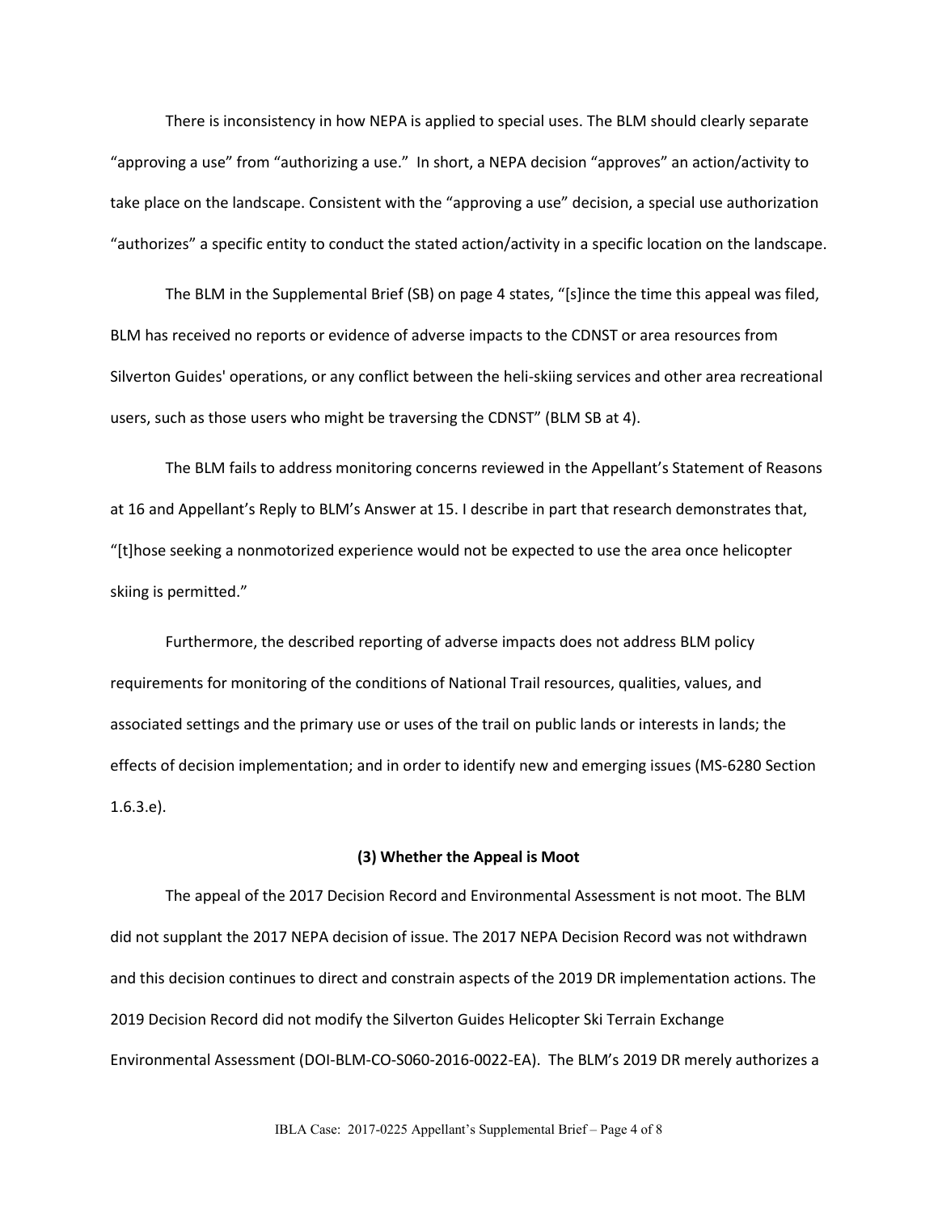There is inconsistency in how NEPA is applied to special uses. The BLM should clearly separate "approving a use" from "authorizing a use." In short, a NEPA decision "approves" an action/activity to take place on the landscape. Consistent with the "approving a use" decision, a special use authorization "authorizes" a specific entity to conduct the stated action/activity in a specific location on the landscape.

The BLM in the Supplemental Brief (SB) on page 4 states, "[s]ince the time this appeal was filed, BLM has received no reports or evidence of adverse impacts to the CDNST or area resources from Silverton Guides' operations, or any conflict between the heli-skiing services and other area recreational users, such as those users who might be traversing the CDNST" (BLM SB at 4).

The BLM fails to address monitoring concerns reviewed in the Appellant's Statement of Reasons at 16 and Appellant's Reply to BLM's Answer at 15. I describe in part that research demonstrates that, "[t]hose seeking a nonmotorized experience would not be expected to use the area once helicopter skiing is permitted."

Furthermore, the described reporting of adverse impacts does not address BLM policy requirements for monitoring of the conditions of National Trail resources, qualities, values, and associated settings and the primary use or uses of the trail on public lands or interests in lands; the effects of decision implementation; and in order to identify new and emerging issues (MS-6280 Section 1.6.3.e).

### (3) Whether the Appeal is Moot

The appeal of the 2017 Decision Record and Environmental Assessment is not moot. The BLM did not supplant the 2017 NEPA decision of issue. The 2017 NEPA Decision Record was not withdrawn and this decision continues to direct and constrain aspects of the 2019 DR implementation actions. The 2019 Decision Record did not modify the Silverton Guides Helicopter Ski Terrain Exchange Environmental Assessment (DOI-BLM-CO-S060-2016-0022-EA). The BLM's 2019 DR merely authorizes a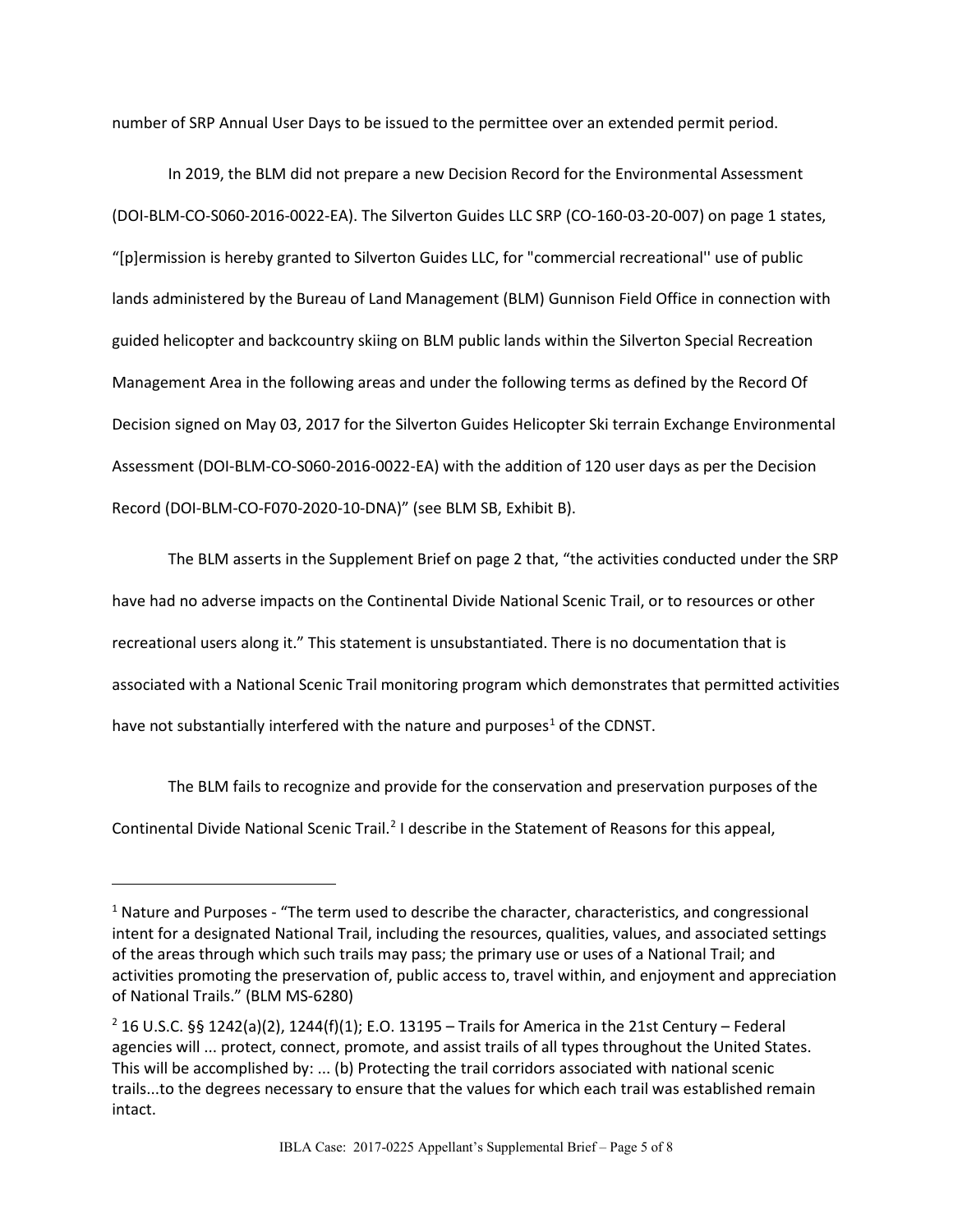number of SRP Annual User Days to be issued to the permittee over an extended permit period.

In 2019, the BLM did not prepare a new Decision Record for the Environmental Assessment (DOI-BLM-CO-S060-2016-0022-EA). The Silverton Guides LLC SRP (CO-160-03-20-007) on page 1 states, "[p]ermission is hereby granted to Silverton Guides LLC, for "commercial recreational'' use of public lands administered by the Bureau of Land Management (BLM) Gunnison Field Office in connection with guided helicopter and backcountry skiing on BLM public lands within the Silverton Special Recreation Management Area in the following areas and under the following terms as defined by the Record Of Decision signed on May 03, 2017 for the Silverton Guides Helicopter Ski terrain Exchange Environmental Assessment (DOI-BLM-CO-S060-2016-0022-EA) with the addition of 120 user days as per the Decision Record (DOI-BLM-CO-F070-2020-10-DNA)" (see BLM SB, Exhibit B).

The BLM asserts in the Supplement Brief on page 2 that, "the activities conducted under the SRP have had no adverse impacts on the Continental Divide National Scenic Trail, or to resources or other recreational users along it." This statement is unsubstantiated. There is no documentation that is associated with a National Scenic Trail monitoring program which demonstrates that permitted activities have not substantially interfered with the nature and purposes[1] of the CDNST.

The BLM fails to recognize and provide for the conservation and preservation purposes of the Continental Divide National Scenic Trail.[2] I describe in the Statement of Reasons for this appeal,

---

[1] Nature and Purposes - "The term used to describe the character, characteristics, and congressional intent for a designated National Trail, including the resources, qualities, values, and associated settings of the areas through which such trails may pass; the primary use or uses of a National Trail; and activities promoting the preservation of, public access to, travel within, and enjoyment and appreciation of National Trails." (BLM MS-6280)

[2] 16 U.S.C. §§ 1242(a)(2), 1244(f)(1); E.O. 13195 – Trails for America in the 21st Century – Federal agencies will ... protect, connect, promote, and assist trails of all types throughout the United States. This will be accomplished by: ... (b) Protecting the trail corridors associated with national scenic trails...to the degrees necessary to ensure that the values for which each trail was established remain intact.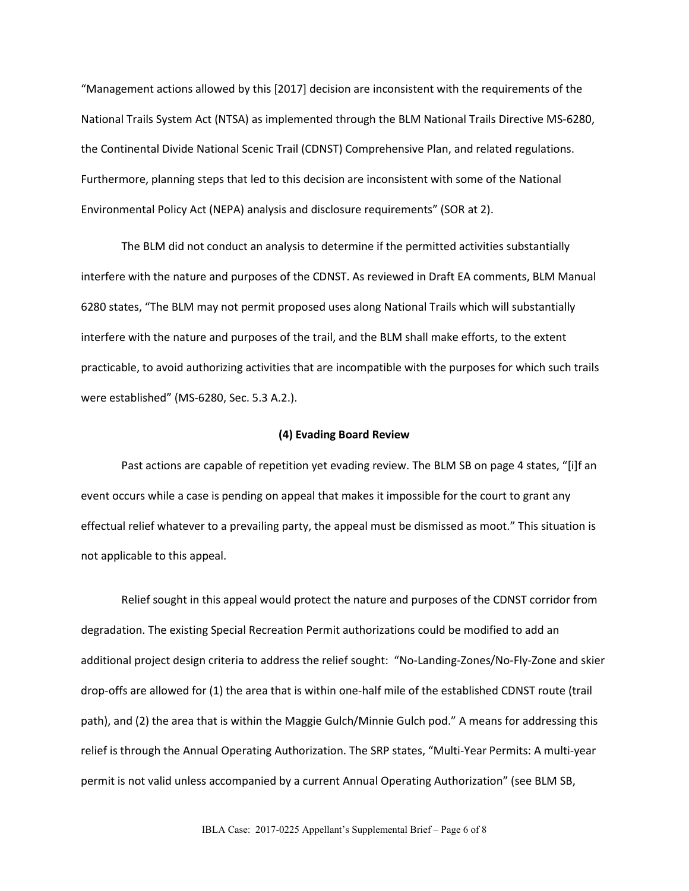"Management actions allowed by this [2017] decision are inconsistent with the requirements of the National Trails System Act (NTSA) as implemented through the BLM National Trails Directive MS-6280, the Continental Divide National Scenic Trail (CDNST) Comprehensive Plan, and related regulations. Furthermore, planning steps that led to this decision are inconsistent with some of the National Environmental Policy Act (NEPA) analysis and disclosure requirements" (SOR at 2).

The BLM did not conduct an analysis to determine if the permitted activities substantially interfere with the nature and purposes of the CDNST. As reviewed in Draft EA comments, BLM Manual 6280 states, "The BLM may not permit proposed uses along National Trails which will substantially interfere with the nature and purposes of the trail, and the BLM shall make efforts, to the extent practicable, to avoid authorizing activities that are incompatible with the purposes for which such trails were established" (MS-6280, Sec. 5.3 A.2.).

**(4) Evading Board Review**

Past actions are capable of repetition yet evading review. The BLM SB on page 4 states, "[i]f an event occurs while a case is pending on appeal that makes it impossible for the court to grant any effectual relief whatever to a prevailing party, the appeal must be dismissed as moot." This situation is not applicable to this appeal.

Relief sought in this appeal would protect the nature and purposes of the CDNST corridor from degradation. The existing Special Recreation Permit authorizations could be modified to add an additional project design criteria to address the relief sought: "No-Landing-Zones/No-Fly-Zone and skier drop-offs are allowed for (1) the area that is within one-half mile of the established CDNST route (trail path), and (2) the area that is within the Maggie Gulch/Minnie Gulch pod." A means for addressing this relief is through the Annual Operating Authorization. The SRP states, "Multi-Year Permits: A multi-year permit is not valid unless accompanied by a current Annual Operating Authorization" (see BLM SB,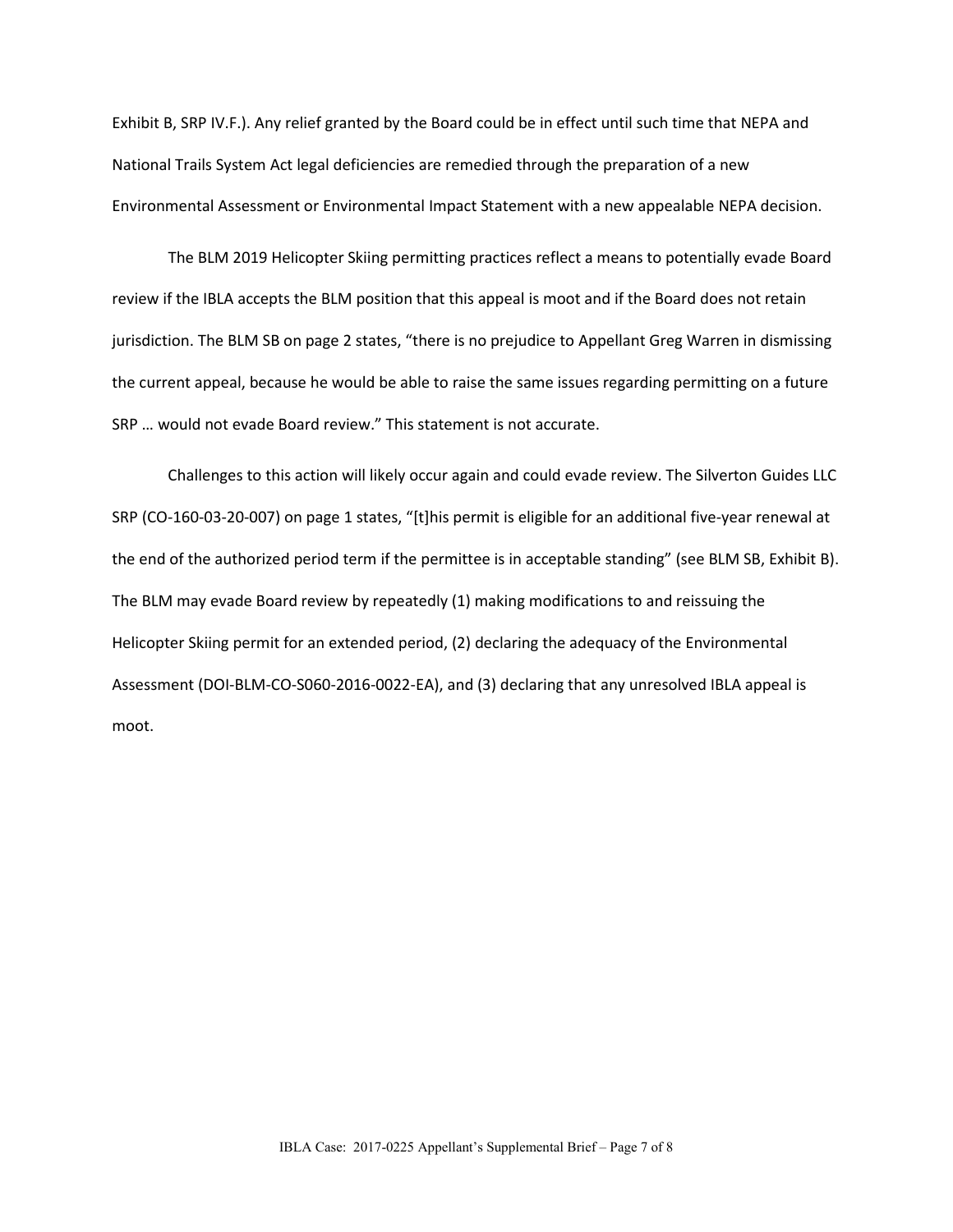Exhibit B, SRP IV.F.). Any relief granted by the Board could be in effect until such time that NEPA and National Trails System Act legal deficiencies are remedied through the preparation of a new Environmental Assessment or Environmental Impact Statement with a new appealable NEPA decision.

The BLM 2019 Helicopter Skiing permitting practices reflect a means to potentially evade Board review if the IBLA accepts the BLM position that this appeal is moot and if the Board does not retain jurisdiction. The BLM SB on page 2 states, "there is no prejudice to Appellant Greg Warren in dismissing the current appeal, because he would be able to raise the same issues regarding permitting on a future SRP … would not evade Board review." This statement is not accurate.

Challenges to this action will likely occur again and could evade review. The Silverton Guides LLC SRP (CO-160-03-20-007) on page 1 states, "[t]his permit is eligible for an additional five-year renewal at the end of the authorized period term if the permittee is in acceptable standing" (see BLM SB, Exhibit B). The BLM may evade Board review by repeatedly (1) making modifications to and reissuing the Helicopter Skiing permit for an extended period, (2) declaring the adequacy of the Environmental Assessment (DOI-BLM-CO-S060-2016-0022-EA), and (3) declaring that any unresolved IBLA appeal is moot.